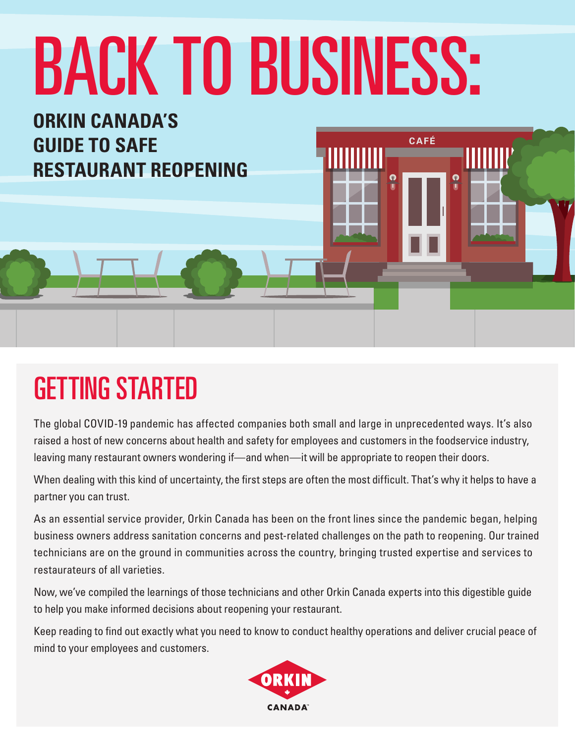# BACK TO BUSINESS:

## ORKIN CANADA'S GUIDE TO SAFE RESTAURANT REOPENING

## GETTING STARTED

The global COVID-19 pandemic has affected companies both small and large in unprecedented ways. It's also raised a host of new concerns about health and safety for employees and customers in the foodservice industry, leaving many restaurant owners wondering if—and when—it will be appropriate to reopen their doors.

When dealing with this kind of uncertainty, the first steps are often the most difficult. That's why it helps to have a partner you can trust.

As an essential service provider, Orkin Canada has been on the front lines since the pandemic began, helping business owners address sanitation concerns and pest-related challenges on the path to reopening. Our trained technicians are on the ground in communities across the country, bringing trusted expertise and services to restaurateurs of all varieties.

Now, we've compiled the learnings of those technicians and other Orkin Canada experts into this digestible guide to help you make informed decisions about reopening your restaurant.

Keep reading to find out exactly what you need to know to conduct healthy operations and deliver crucial peace of mind to your employees and customers.

ORKIN CANADA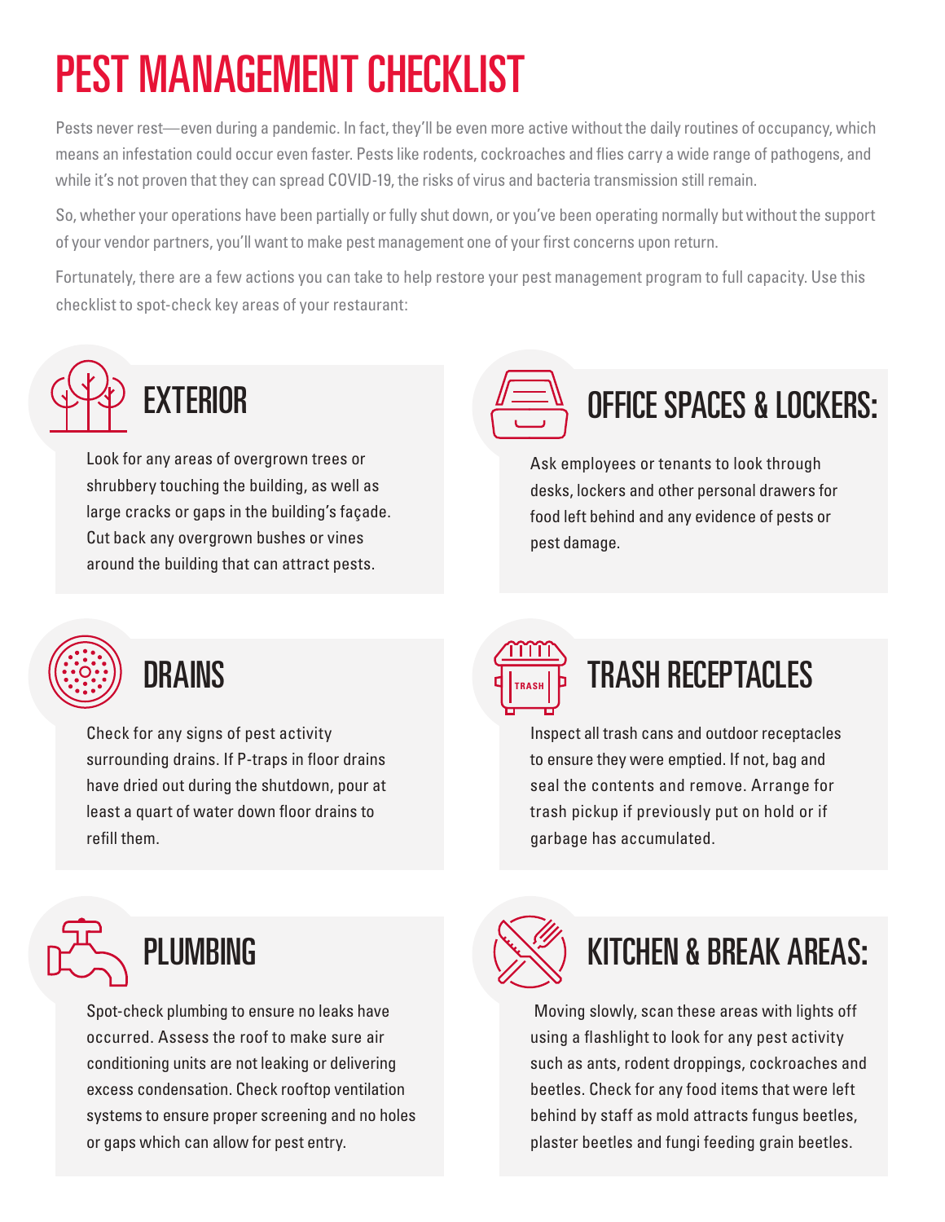# PEST MANAGEMENT CHECKLIST

Pests never rest—even during a pandemic. In fact, they'll be even more active without the daily routines of occupancy, which means an infestation could occur even faster. Pests like rodents, cockroaches and flies carry a wide range of pathogens, and while it's not proven that they can spread COVID-19, the risks of virus and bacteria transmission still remain.

So, whether your operations have been partially or fully shut down, or you've been operating normally but without the support of your vendor partners, you'll want to make pest management one of your first concerns upon return.

Fortunately, there are a few actions you can take to help restore your pest management program to full capacity. Use this checklist to spot-check key areas of your restaurant:

## EXTERIOR

Look for any areas of overgrown trees or shrubbery touching the building, as well as large cracks or gaps in the building's façade. Cut back any overgrown bushes or vines around the building that can attract pests.

## DRAINS

Check for any signs of pest activity surrounding drains. If P-traps in floor drains have dried out during the shutdown, pour at least a quart of water down floor drains to refill them.

## PLUMBING

Spot-check plumbing to ensure no leaks have occurred. Assess the roof to make sure air conditioning units are not leaking or delivering excess condensation. Check rooftop ventilation systems to ensure proper screening and no holes or gaps which can allow for pest entry.

## OFFICE SPACES & LOCKERS:

Ask employees or tenants to look through desks, lockers and other personal drawers for food left behind and any evidence of pests or pest damage.

## TRASH RECEPTACLES

Inspect all trash cans and outdoor receptacles to ensure they were emptied. If not, bag and seal the contents and remove. Arrange for trash pickup if previously put on hold or if garbage has accumulated.

## KITCHEN & BREAK AREAS:

Moving slowly, scan these areas with lights off using a flashlight to look for any pest activity such as ants, rodent droppings, cockroaches and beetles. Check for any food items that were left behind by staff as mold attracts fungus beetles, plaster beetles and fungi feeding grain beetles.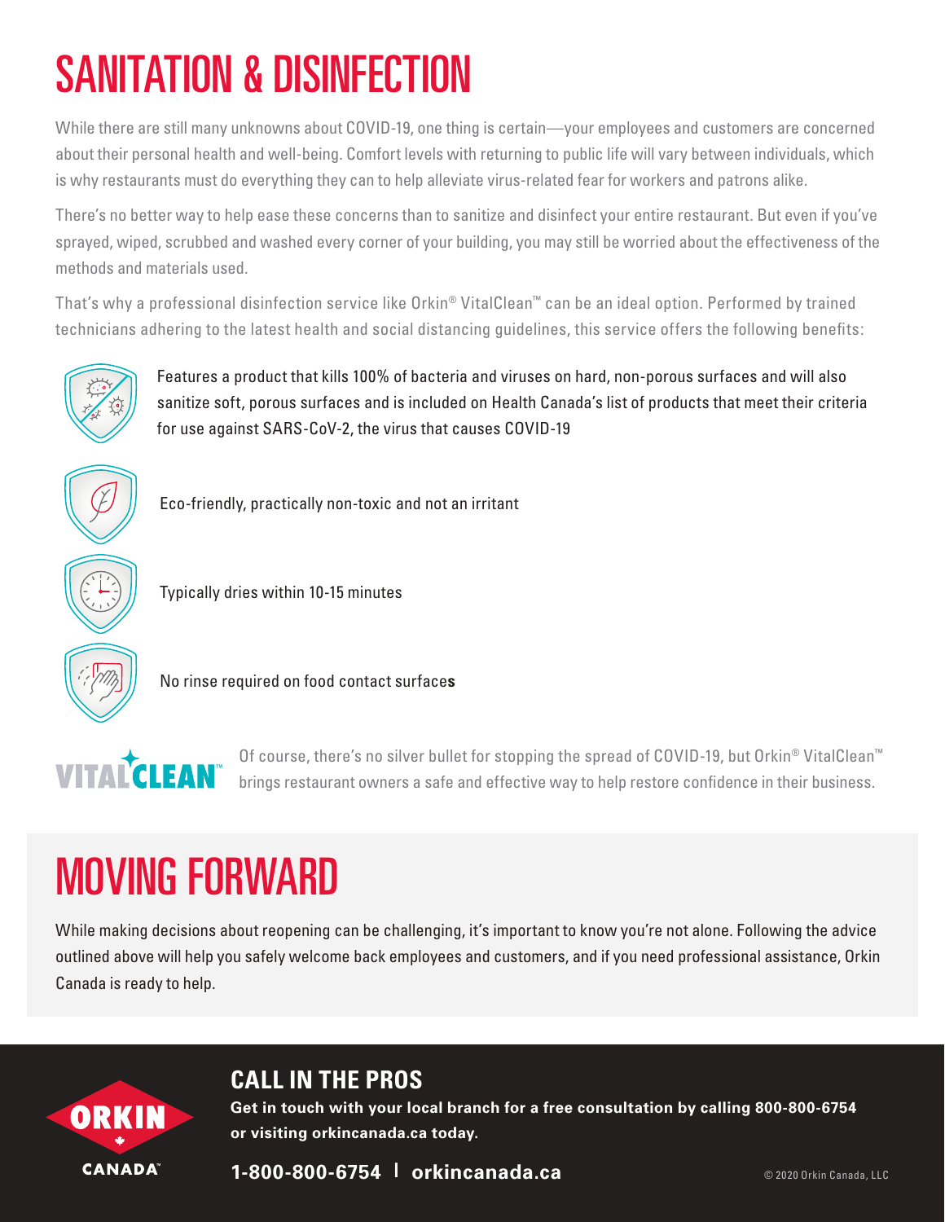# SANITATION & DISINFECTION

While there are still many unknowns about COVID-19, one thing is certain—your employees and customers are concerned about their personal health and well-being. Comfort levels with returning to public life will vary between individuals, which is why restaurants must do everything they can to help alleviate virus-related fear for workers and patrons alike.

There's no better way to help ease these concerns than to sanitize and disinfect your entire restaurant. But even if you've sprayed, wiped, scrubbed and washed every corner of your building, you may still be worried about the effectiveness of the methods and materials used.

That's why a professional disinfection service like Orkin® VitalClean™ can be an ideal option. Performed by trained technicians adhering to the latest health and social distancing guidelines, this service offers the following benefits:

- Features a product that kills 100% of bacteria and viruses on hard, non-porous surfaces and will also sanitize soft, porous surfaces and is included on Health Canada's list of products that meet their criteria for use against SARS-CoV-2, the virus that causes COVID-19
- Eco-friendly, practically non-toxic and not an irritant
- Typically dries within 10-15 minutes
- No rinse required on food contact surfaces

VITALCLEAN™

Of course, there's no silver bullet for stopping the spread of COVID-19, but Orkin® VitalClean™ brings restaurant owners a safe and effective way to help restore confidence in their business.

# MOVING FORWARD

While making decisions about reopening can be challenging, it's important to know you're not alone. Following the advice outlined above will help you safely welcome back employees and customers, and if you need professional assistance, Orkin Canada is ready to help.

ORKIN CANADA

## CALL IN THE PROS

**Get in touch with your local branch for a free consultation by calling 800-800-6754 or visiting orkincanada.ca today.**

**1-800-800-6754 | orkincanada.ca**

© 2020 Orkin Canada, LLC